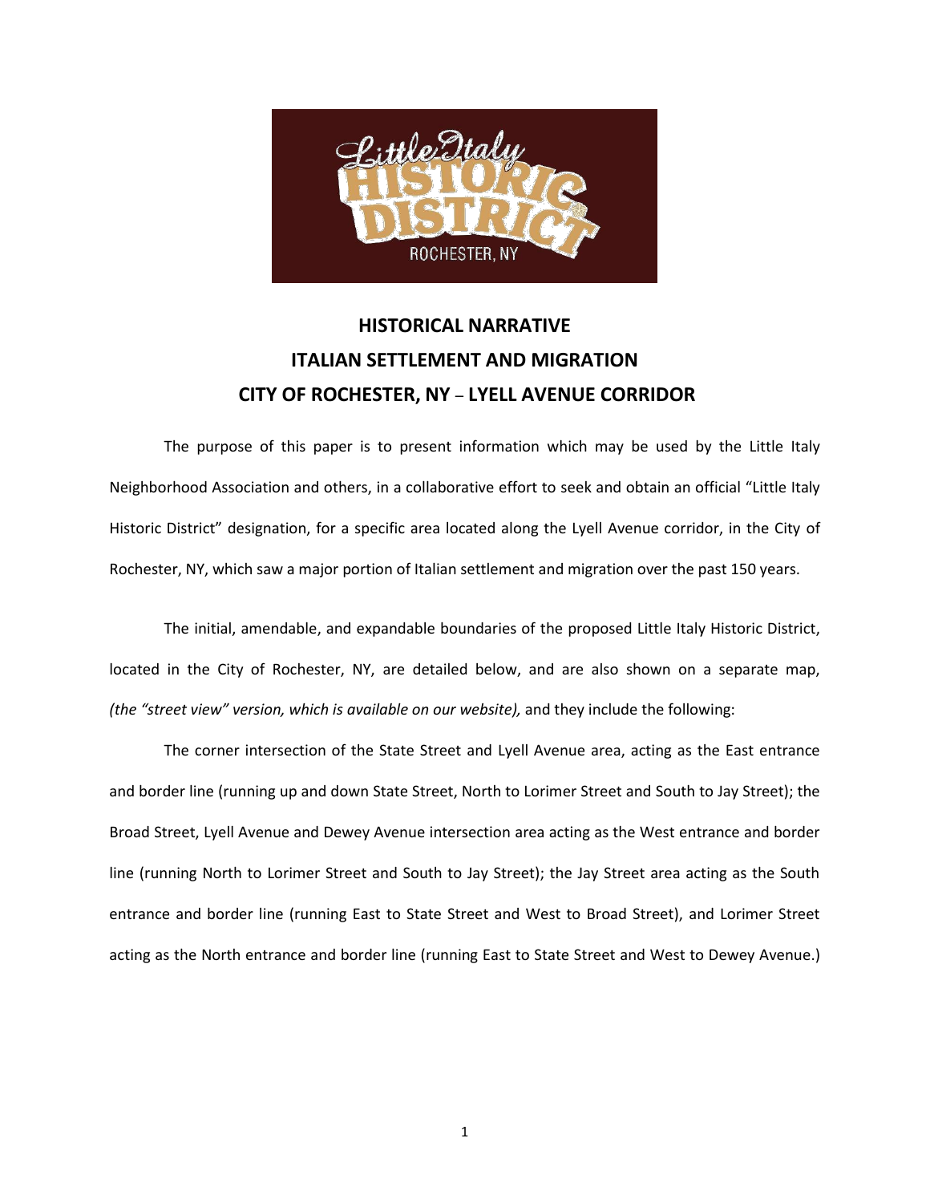# HISTORICAL NARRATIVE
# ITALIAN SETTLEMENT AND MIGRATION
# CITY OF ROCHESTER, NY – LYELL AVENUE CORRIDOR

The purpose of this paper is to present information which may be used by the Little Italy Neighborhood Association and others, in a collaborative effort to seek and obtain an official "Little Italy Historic District" designation, for a specific area located along the Lyell Avenue corridor, in the City of Rochester, NY, which saw a major portion of Italian settlement and migration over the past 150 years.

The initial, amendable, and expandable boundaries of the proposed Little Italy Historic District, located in the City of Rochester, NY, are detailed below, and are also shown on a separate map, *(the "street view" version, which is available on our website),* and they include the following:

The corner intersection of the State Street and Lyell Avenue area, acting as the East entrance and border line (running up and down State Street, North to Lorimer Street and South to Jay Street); the Broad Street, Lyell Avenue and Dewey Avenue intersection area acting as the West entrance and border line (running North to Lorimer Street and South to Jay Street); the Jay Street area acting as the South entrance and border line (running East to State Street and West to Broad Street), and Lorimer Street acting as the North entrance and border line (running East to State Street and West to Dewey Avenue.)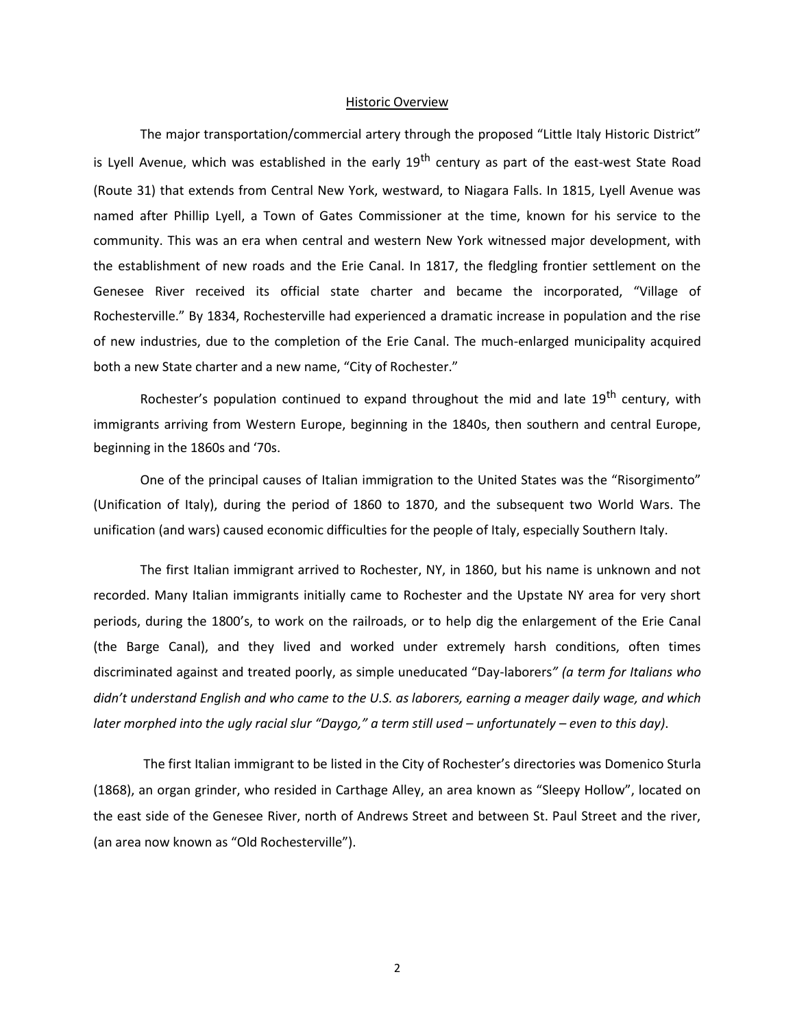## Historic Overview

The major transportation/commercial artery through the proposed "Little Italy Historic District" is Lyell Avenue, which was established in the early 19th century as part of the east-west State Road (Route 31) that extends from Central New York, westward, to Niagara Falls. In 1815, Lyell Avenue was named after Phillip Lyell, a Town of Gates Commissioner at the time, known for his service to the community. This was an era when central and western New York witnessed major development, with the establishment of new roads and the Erie Canal. In 1817, the fledgling frontier settlement on the Genesee River received its official state charter and became the incorporated, "Village of Rochesterville." By 1834, Rochesterville had experienced a dramatic increase in population and the rise of new industries, due to the completion of the Erie Canal. The much-enlarged municipality acquired both a new State charter and a new name, "City of Rochester."

Rochester's population continued to expand throughout the mid and late 19th century, with immigrants arriving from Western Europe, beginning in the 1840s, then southern and central Europe, beginning in the 1860s and '70s.

One of the principal causes of Italian immigration to the United States was the "Risorgimento" (Unification of Italy), during the period of 1860 to 1870, and the subsequent two World Wars. The unification (and wars) caused economic difficulties for the people of Italy, especially Southern Italy.

The first Italian immigrant arrived to Rochester, NY, in 1860, but his name is unknown and not recorded. Many Italian immigrants initially came to Rochester and the Upstate NY area for very short periods, during the 1800's, to work on the railroads, or to help dig the enlargement of the Erie Canal (the Barge Canal), and they lived and worked under extremely harsh conditions, often times discriminated against and treated poorly, as simple uneducated "Day-laborers*" (a term for Italians who didn't understand English and who came to the U.S. as laborers, earning a meager daily wage, and which later morphed into the ugly racial slur "Daygo," a term still used – unfortunately – even to this day)*.

The first Italian immigrant to be listed in the City of Rochester's directories was Domenico Sturla (1868), an organ grinder, who resided in Carthage Alley, an area known as "Sleepy Hollow", located on the east side of the Genesee River, north of Andrews Street and between St. Paul Street and the river, (an area now known as "Old Rochesterville").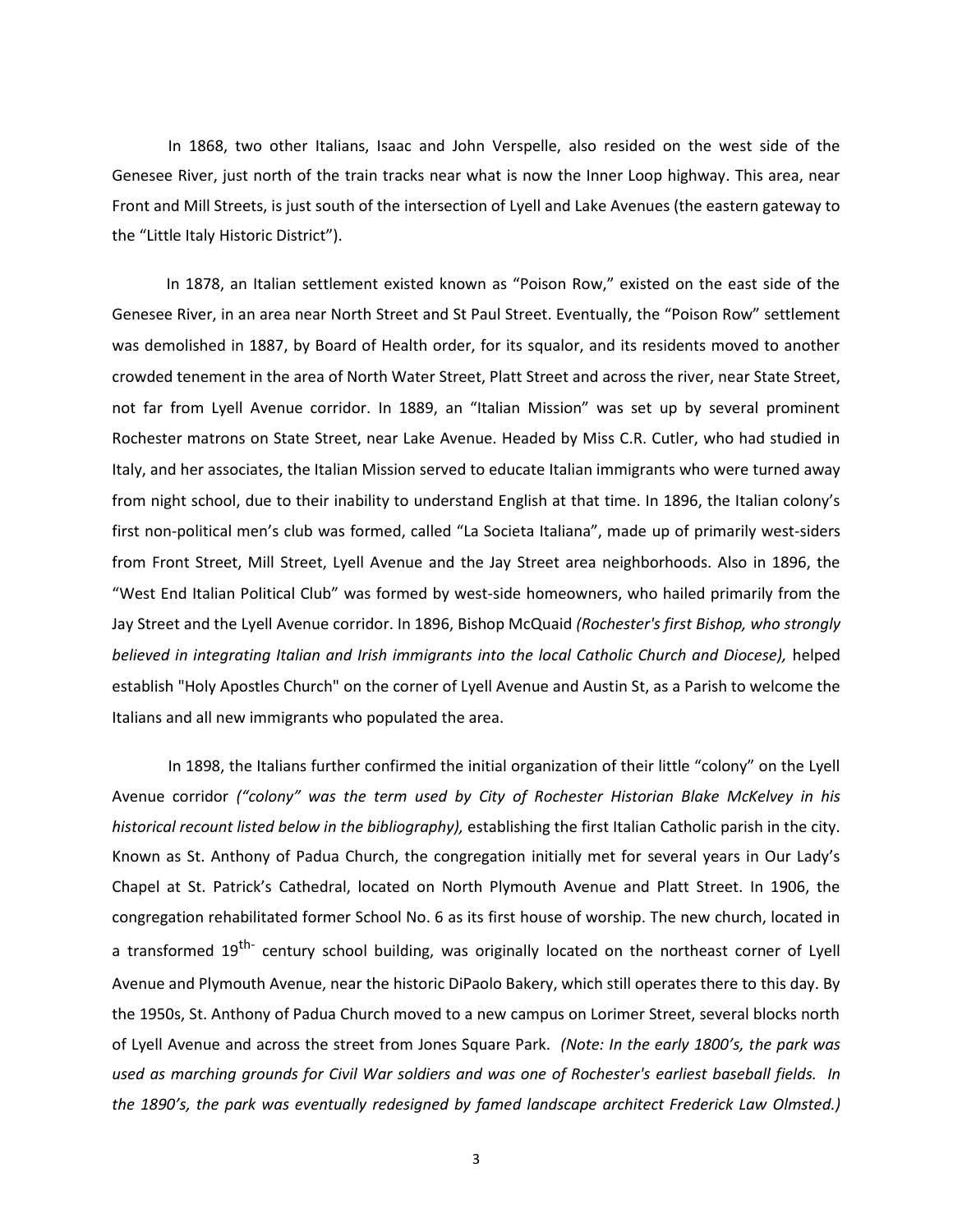In 1868, two other Italians, Isaac and John Verspelle, also resided on the west side of the Genesee River, just north of the train tracks near what is now the Inner Loop highway. This area, near Front and Mill Streets, is just south of the intersection of Lyell and Lake Avenues (the eastern gateway to the "Little Italy Historic District").

In 1878, an Italian settlement existed known as "Poison Row," existed on the east side of the Genesee River, in an area near North Street and St Paul Street. Eventually, the "Poison Row" settlement was demolished in 1887, by Board of Health order, for its squalor, and its residents moved to another crowded tenement in the area of North Water Street, Platt Street and across the river, near State Street, not far from Lyell Avenue corridor. In 1889, an "Italian Mission" was set up by several prominent Rochester matrons on State Street, near Lake Avenue. Headed by Miss C.R. Cutler, who had studied in Italy, and her associates, the Italian Mission served to educate Italian immigrants who were turned away from night school, due to their inability to understand English at that time. In 1896, the Italian colony's first non-political men's club was formed, called "La Societa Italiana", made up of primarily west-siders from Front Street, Mill Street, Lyell Avenue and the Jay Street area neighborhoods. Also in 1896, the "West End Italian Political Club" was formed by west-side homeowners, who hailed primarily from the Jay Street and the Lyell Avenue corridor. In 1896, Bishop McQuaid *(Rochester's first Bishop, who strongly believed in integrating Italian and Irish immigrants into the local Catholic Church and Diocese),* helped establish "Holy Apostles Church" on the corner of Lyell Avenue and Austin St, as a Parish to welcome the Italians and all new immigrants who populated the area.

In 1898, the Italians further confirmed the initial organization of their little "colony" on the Lyell Avenue corridor *("colony" was the term used by City of Rochester Historian Blake McKelvey in his historical recount listed below in the bibliography),* establishing the first Italian Catholic parish in the city. Known as St. Anthony of Padua Church, the congregation initially met for several years in Our Lady's Chapel at St. Patrick's Cathedral, located on North Plymouth Avenue and Platt Street. In 1906, the congregation rehabilitated former School No. 6 as its first house of worship. The new church, located in a transformed 19th- century school building, was originally located on the northeast corner of Lyell Avenue and Plymouth Avenue, near the historic DiPaolo Bakery, which still operates there to this day. By the 1950s, St. Anthony of Padua Church moved to a new campus on Lorimer Street, several blocks north of Lyell Avenue and across the street from Jones Square Park. *(Note: In the early 1800's, the park was used as marching grounds for Civil War soldiers and was one of Rochester's earliest baseball fields. In the 1890's, the park was eventually redesigned by famed landscape architect Frederick Law Olmsted.)*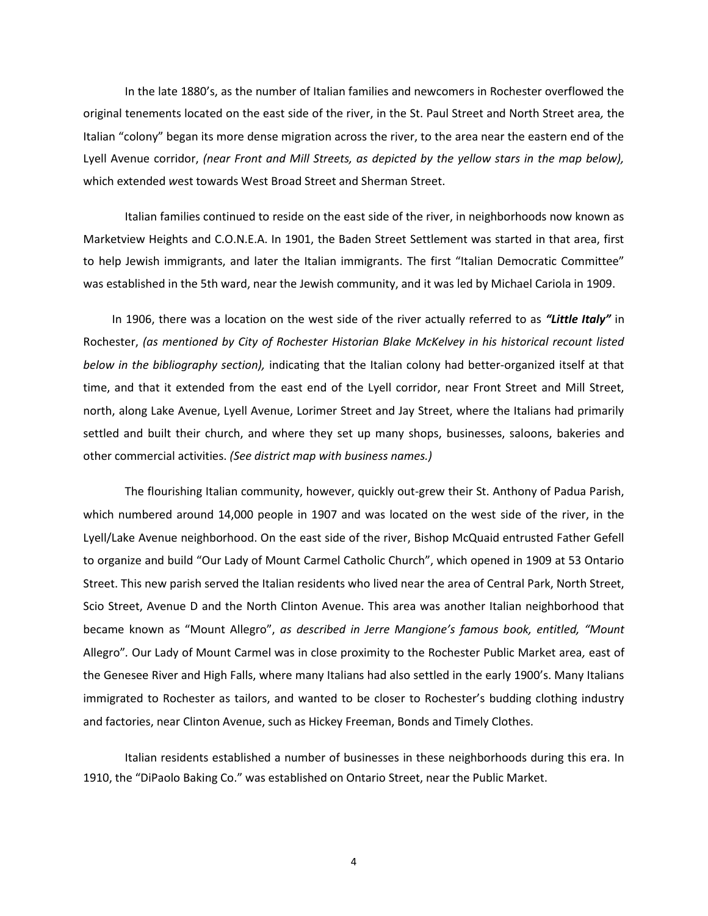In the late 1880's, as the number of Italian families and newcomers in Rochester overflowed the original tenements located on the east side of the river, in the St. Paul Street and North Street area*,* the Italian "colony" began its more dense migration across the river, to the area near the eastern end of the Lyell Avenue corridor, *(near Front and Mill Streets, as depicted by the yellow stars in the map below),* which extended *w*est towards West Broad Street and Sherman Street.

Italian families continued to reside on the east side of the river, in neighborhoods now known as Marketview Heights and C.O.N.E.A. In 1901, the Baden Street Settlement was started in that area, first to help Jewish immigrants, and later the Italian immigrants. The first "Italian Democratic Committee" was established in the 5th ward, near the Jewish community, and it was led by Michael Cariola in 1909.

In 1906, there was a location on the west side of the river actually referred to as ***"Little Italy"*** in Rochester, *(as mentioned by City of Rochester Historian Blake McKelvey in his historical recount listed below in the bibliography section),* indicating that the Italian colony had better-organized itself at that time, and that it extended from the east end of the Lyell corridor, near Front Street and Mill Street, north, along Lake Avenue, Lyell Avenue, Lorimer Street and Jay Street, where the Italians had primarily settled and built their church, and where they set up many shops, businesses, saloons, bakeries and other commercial activities. *(See district map with business names.)*

The flourishing Italian community, however, quickly out-grew their St. Anthony of Padua Parish, which numbered around 14,000 people in 1907 and was located on the west side of the river, in the Lyell/Lake Avenue neighborhood. On the east side of the river, Bishop McQuaid entrusted Father Gefell to organize and build "Our Lady of Mount Carmel Catholic Church", which opened in 1909 at 53 Ontario Street. This new parish served the Italian residents who lived near the area of Central Park, North Street, Scio Street, Avenue D and the North Clinton Avenue. This area was another Italian neighborhood that became known as "Mount Allegro", *as described in Jerre Mangione's famous book, entitled, "Mount* Allegro". Our Lady of Mount Carmel was in close proximity to the Rochester Public Market area*,* east of the Genesee River and High Falls, where many Italians had also settled in the early 1900's. Many Italians immigrated to Rochester as tailors, and wanted to be closer to Rochester's budding clothing industry and factories, near Clinton Avenue, such as Hickey Freeman, Bonds and Timely Clothes.

Italian residents established a number of businesses in these neighborhoods during this era. In 1910, the "DiPaolo Baking Co." was established on Ontario Street, near the Public Market.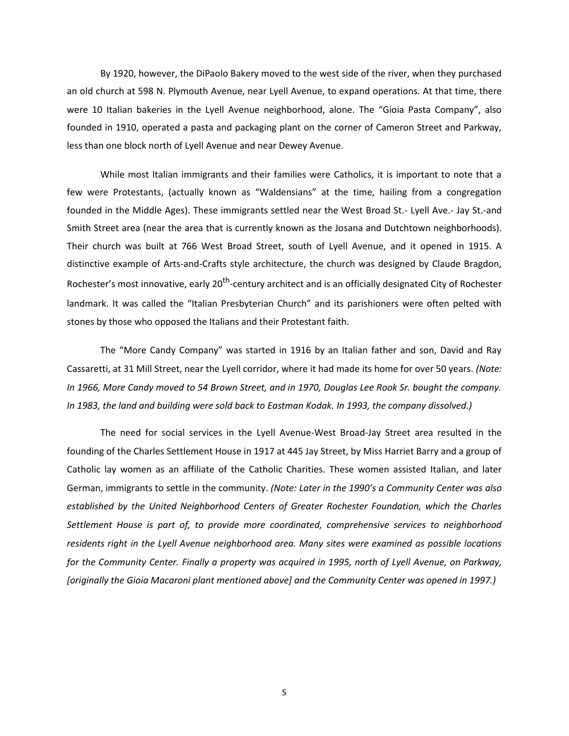By 1920, however, the DiPaolo Bakery moved to the west side of the river, when they purchased an old church at 598 N. Plymouth Avenue, near Lyell Avenue, to expand operations*.* At that time, there were 10 Italian bakeries in the Lyell Avenue neighborhood, alone. The "Gioia Pasta Company", also founded in 1910, operated a pasta and packaging plant on the corner of Cameron Street and Parkway, less than one block north of Lyell Avenue and near Dewey Avenue.

While most Italian immigrants and their families were Catholics, it is important to note that a few were Protestants, (actually known as "Waldensians" at the time, hailing from a congregation founded in the Middle Ages). These immigrants settled near the West Broad St.- Lyell Ave.- Jay St.-and Smith Street area (near the area that is currently known as the Josana and Dutchtown neighborhoods). Their church was built at 766 West Broad Street, south of Lyell Avenue, and it opened in 1915. A distinctive example of Arts-and-Crafts style architecture, the church was designed by Claude Bragdon, Rochester's most innovative, early 20th-century architect and is an officially designated City of Rochester landmark. It was called the "Italian Presbyterian Church" and its parishioners were often pelted with stones by those who opposed the Italians and their Protestant faith.

The "More Candy Company" was started in 1916 by an Italian father and son, David and Ray Cassaretti, at 31 Mill Street, near the Lyell corridor, where it had made its home for over 50 years. *(Note: In 1966, More Candy moved to 54 Brown Street, and in 1970, Douglas Lee Rook Sr. bought the company. In 1983, the land and building were sold back to Eastman Kodak. In 1993, the company dissolved.)*

The need for social services in the Lyell Avenue-West Broad-Jay Street area resulted in the founding of the Charles Settlement House in 1917 at 445 Jay Street, by Miss Harriet Barry and a group of Catholic lay women as an affiliate of the Catholic Charities. These women assisted Italian, and later German, immigrants to settle in the community. *(Note: Later in the 1990's a Community Center was also established by the United Neighborhood Centers of Greater Rochester Foundation, which the Charles Settlement House is part of, to provide more coordinated, comprehensive services to neighborhood residents right in the Lyell Avenue neighborhood area. Many sites were examined as possible locations for the Community Center. Finally a property was acquired in 1995, north of Lyell Avenue, on Parkway, [originally the Gioia Macaroni plant mentioned above] and the Community Center was opened in 1997.)*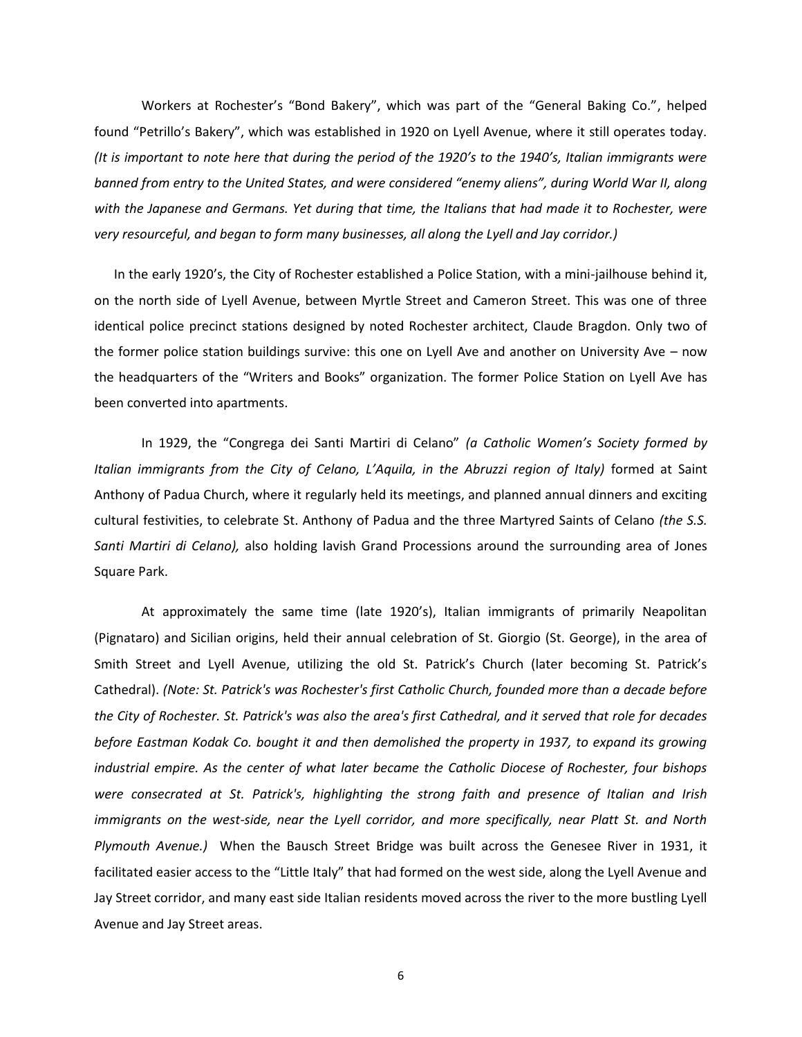Workers at Rochester's "Bond Bakery", which was part of the "General Baking Co.", helped found "Petrillo's Bakery", which was established in 1920 on Lyell Avenue, where it still operates today. *(It is important to note here that during the period of the 1920's to the 1940's, Italian immigrants were banned from entry to the United States, and were considered "enemy aliens", during World War II, along with the Japanese and Germans. Yet during that time, the Italians that had made it to Rochester, were very resourceful, and began to form many businesses, all along the Lyell and Jay corridor.)*

In the early 1920's, the City of Rochester established a Police Station, with a mini-jailhouse behind it, on the north side of Lyell Avenue, between Myrtle Street and Cameron Street. This was one of three identical police precinct stations designed by noted Rochester architect, Claude Bragdon. Only two of the former police station buildings survive: this one on Lyell Ave and another on University Ave – now the headquarters of the "Writers and Books" organization. The former Police Station on Lyell Ave has been converted into apartments.

In 1929, the "Congrega dei Santi Martiri di Celano" *(a Catholic Women's Society formed by Italian immigrants from the City of Celano, L'Aquila, in the Abruzzi region of Italy)* formed at Saint Anthony of Padua Church, where it regularly held its meetings, and planned annual dinners and exciting cultural festivities, to celebrate St. Anthony of Padua and the three Martyred Saints of Celano *(the S.S. Santi Martiri di Celano),* also holding lavish Grand Processions around the surrounding area of Jones Square Park.

At approximately the same time (late 1920's), Italian immigrants of primarily Neapolitan (Pignataro) and Sicilian origins, held their annual celebration of St. Giorgio (St. George), in the area of Smith Street and Lyell Avenue, utilizing the old St. Patrick's Church (later becoming St. Patrick's Cathedral). *(Note: St. Patrick's was Rochester's first Catholic Church, founded more than a decade before the City of Rochester. St. Patrick's was also the area's first Cathedral, and it served that role for decades before Eastman Kodak Co. bought it and then demolished the property in 1937, to expand its growing industrial empire. As the center of what later became the Catholic Diocese of Rochester, four bishops were consecrated at St. Patrick's, highlighting the strong faith and presence of Italian and Irish immigrants on the west-side, near the Lyell corridor, and more specifically, near Platt St. and North Plymouth Avenue.)* When the Bausch Street Bridge was built across the Genesee River in 1931, it facilitated easier access to the "Little Italy" that had formed on the west side, along the Lyell Avenue and Jay Street corridor, and many east side Italian residents moved across the river to the more bustling Lyell Avenue and Jay Street areas.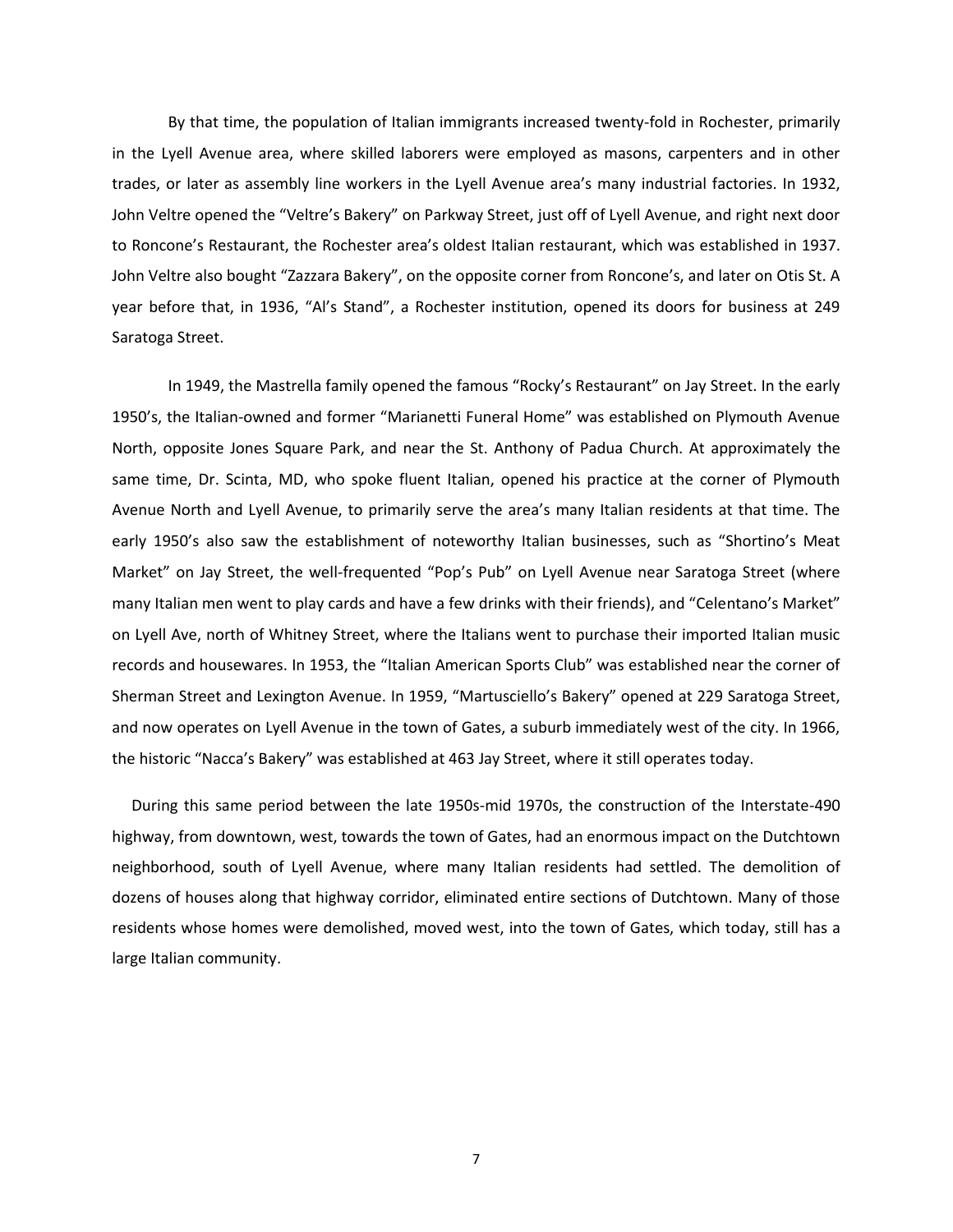By that time, the population of Italian immigrants increased twenty-fold in Rochester, primarily in the Lyell Avenue area, where skilled laborers were employed as masons, carpenters and in other trades, or later as assembly line workers in the Lyell Avenue area's many industrial factories. In 1932, John Veltre opened the "Veltre's Bakery" on Parkway Street, just off of Lyell Avenue, and right next door to Roncone's Restaurant, the Rochester area's oldest Italian restaurant, which was established in 1937. John Veltre also bought "Zazzara Bakery", on the opposite corner from Roncone's, and later on Otis St. A year before that, in 1936, "Al's Stand", a Rochester institution, opened its doors for business at 249 Saratoga Street.

In 1949, the Mastrella family opened the famous "Rocky's Restaurant" on Jay Street. In the early 1950's, the Italian-owned and former "Marianetti Funeral Home" was established on Plymouth Avenue North, opposite Jones Square Park, and near the St. Anthony of Padua Church. At approximately the same time, Dr. Scinta, MD, who spoke fluent Italian, opened his practice at the corner of Plymouth Avenue North and Lyell Avenue, to primarily serve the area's many Italian residents at that time. The early 1950's also saw the establishment of noteworthy Italian businesses, such as "Shortino's Meat Market" on Jay Street, the well-frequented "Pop's Pub" on Lyell Avenue near Saratoga Street (where many Italian men went to play cards and have a few drinks with their friends), and "Celentano's Market" on Lyell Ave, north of Whitney Street, where the Italians went to purchase their imported Italian music records and housewares. In 1953, the "Italian American Sports Club" was established near the corner of Sherman Street and Lexington Avenue. In 1959, "Martusciello's Bakery" opened at 229 Saratoga Street, and now operates on Lyell Avenue in the town of Gates, a suburb immediately west of the city. In 1966, the historic "Nacca's Bakery" was established at 463 Jay Street, where it still operates today.

During this same period between the late 1950s-mid 1970s, the construction of the Interstate-490 highway, from downtown, west, towards the town of Gates, had an enormous impact on the Dutchtown neighborhood, south of Lyell Avenue, where many Italian residents had settled. The demolition of dozens of houses along that highway corridor, eliminated entire sections of Dutchtown. Many of those residents whose homes were demolished, moved west, into the town of Gates, which today, still has a large Italian community.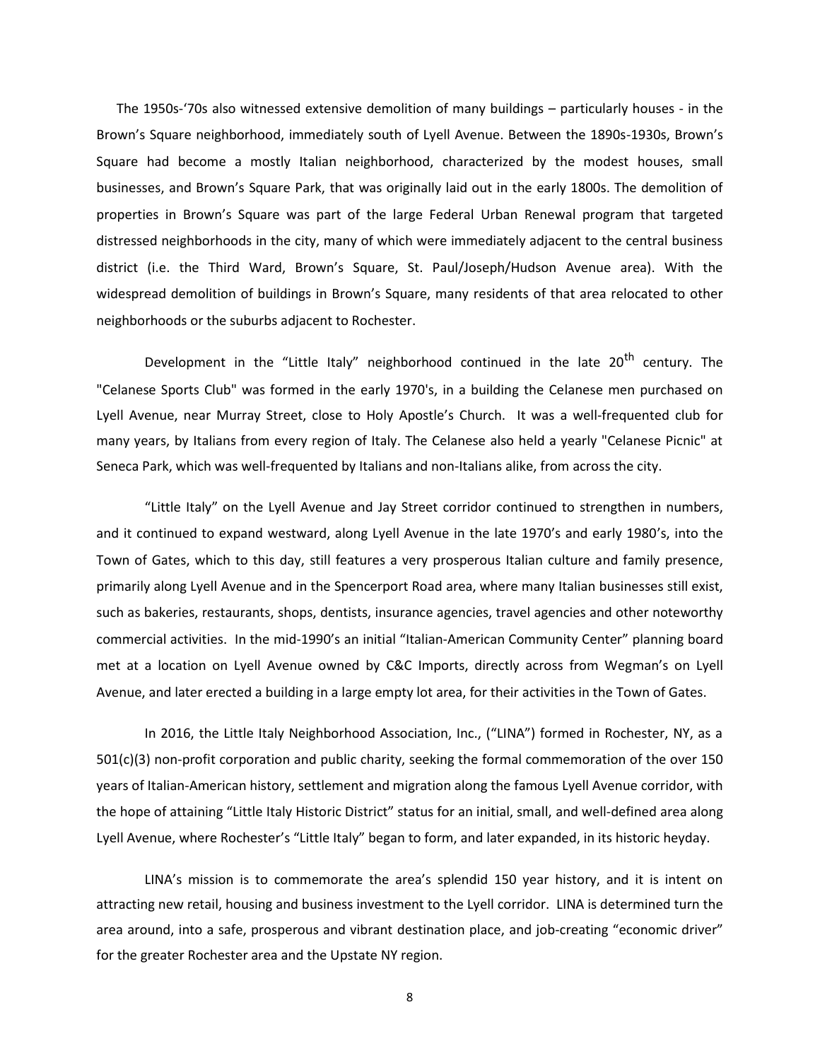The 1950s-'70s also witnessed extensive demolition of many buildings – particularly houses - in the Brown's Square neighborhood, immediately south of Lyell Avenue. Between the 1890s-1930s, Brown's Square had become a mostly Italian neighborhood, characterized by the modest houses, small businesses, and Brown's Square Park, that was originally laid out in the early 1800s. The demolition of properties in Brown's Square was part of the large Federal Urban Renewal program that targeted distressed neighborhoods in the city, many of which were immediately adjacent to the central business district (i.e. the Third Ward, Brown's Square, St. Paul/Joseph/Hudson Avenue area). With the widespread demolition of buildings in Brown's Square, many residents of that area relocated to other neighborhoods or the suburbs adjacent to Rochester.

Development in the "Little Italy" neighborhood continued in the late 20th century. The "Celanese Sports Club" was formed in the early 1970's, in a building the Celanese men purchased on Lyell Avenue, near Murray Street, close to Holy Apostle's Church. It was a well-frequented club for many years, by Italians from every region of Italy. The Celanese also held a yearly "Celanese Picnic" at Seneca Park, which was well-frequented by Italians and non-Italians alike, from across the city.

"Little Italy" on the Lyell Avenue and Jay Street corridor continued to strengthen in numbers, and it continued to expand westward, along Lyell Avenue in the late 1970's and early 1980's, into the Town of Gates, which to this day, still features a very prosperous Italian culture and family presence, primarily along Lyell Avenue and in the Spencerport Road area, where many Italian businesses still exist, such as bakeries, restaurants, shops, dentists, insurance agencies, travel agencies and other noteworthy commercial activities. In the mid-1990's an initial "Italian-American Community Center" planning board met at a location on Lyell Avenue owned by C&C Imports, directly across from Wegman's on Lyell Avenue, and later erected a building in a large empty lot area, for their activities in the Town of Gates.

In 2016, the Little Italy Neighborhood Association, Inc., ("LINA") formed in Rochester, NY, as a 501(c)(3) non-profit corporation and public charity, seeking the formal commemoration of the over 150 years of Italian-American history, settlement and migration along the famous Lyell Avenue corridor, with the hope of attaining "Little Italy Historic District" status for an initial, small, and well-defined area along Lyell Avenue, where Rochester's "Little Italy" began to form, and later expanded, in its historic heyday.

LINA's mission is to commemorate the area's splendid 150 year history, and it is intent on attracting new retail, housing and business investment to the Lyell corridor. LINA is determined turn the area around, into a safe, prosperous and vibrant destination place, and job-creating "economic driver" for the greater Rochester area and the Upstate NY region.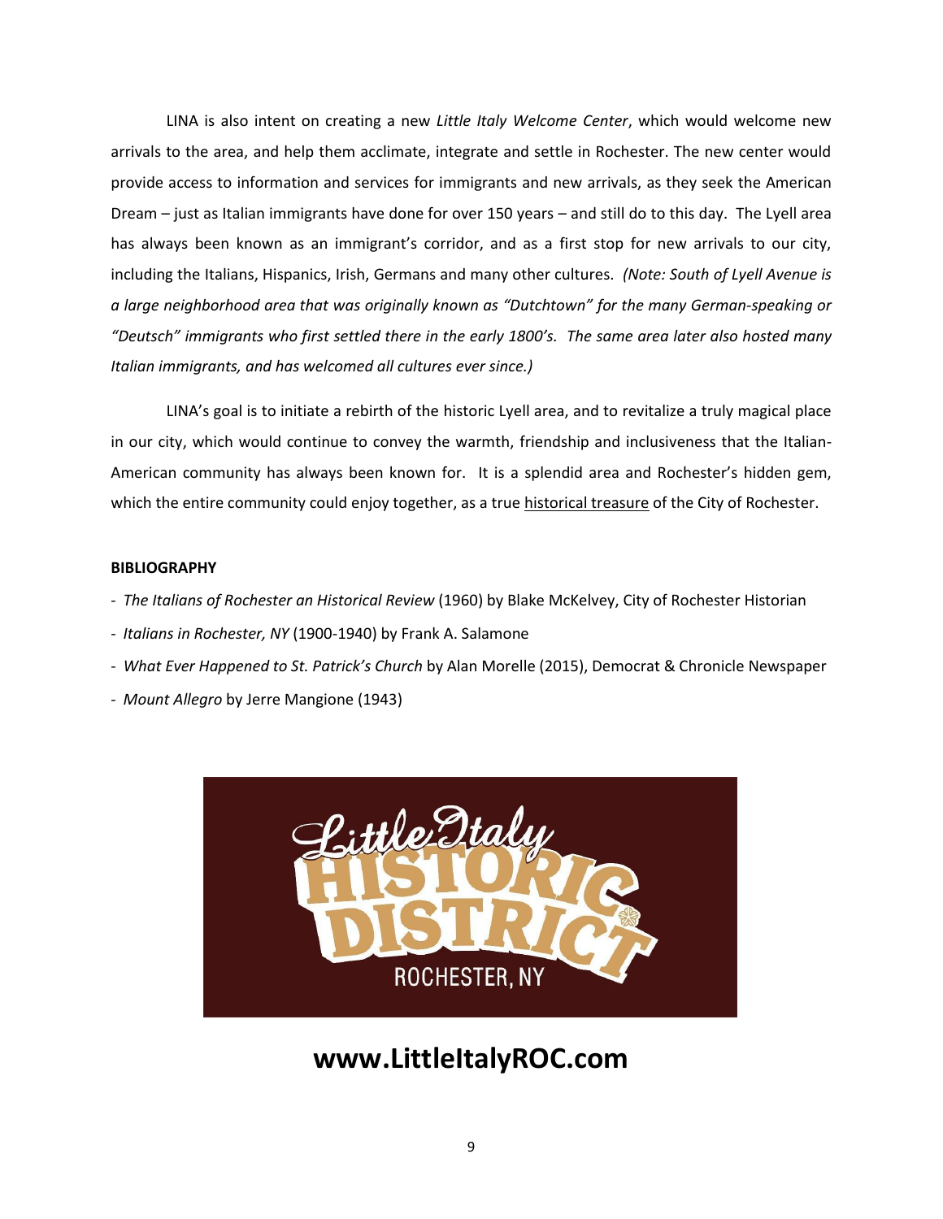LINA is also intent on creating a new *Little Italy Welcome Center*, which would welcome new arrivals to the area, and help them acclimate, integrate and settle in Rochester. The new center would provide access to information and services for immigrants and new arrivals, as they seek the American Dream – just as Italian immigrants have done for over 150 years – and still do to this day. The Lyell area has always been known as an immigrant's corridor, and as a first stop for new arrivals to our city, including the Italians, Hispanics, Irish, Germans and many other cultures. *(Note: South of Lyell Avenue is a large neighborhood area that was originally known as "Dutchtown" for the many German-speaking or "Deutsch" immigrants who first settled there in the early 1800's. The same area later also hosted many Italian immigrants, and has welcomed all cultures ever since.)*

LINA's goal is to initiate a rebirth of the historic Lyell area, and to revitalize a truly magical place in our city, which would continue to convey the warmth, friendship and inclusiveness that the Italian-American community has always been known for. It is a splendid area and Rochester's hidden gem, which the entire community could enjoy together, as a true <u>historical treasure</u> of the City of Rochester.

**BIBLIOGRAPHY**

- *The Italians of Rochester an Historical Review* (1960) by Blake McKelvey, City of Rochester Historian
- *Italians in Rochester, NY* (1900-1940) by Frank A. Salamone
- *What Ever Happened to St. Patrick's Church* by Alan Morelle (2015), Democrat & Chronicle Newspaper
- *Mount Allegro* by Jerre Mangione (1943)

Little Italy
HISTORIC
DISTRICT
ROCHESTER, NY

## www.LittleItalyROC.com